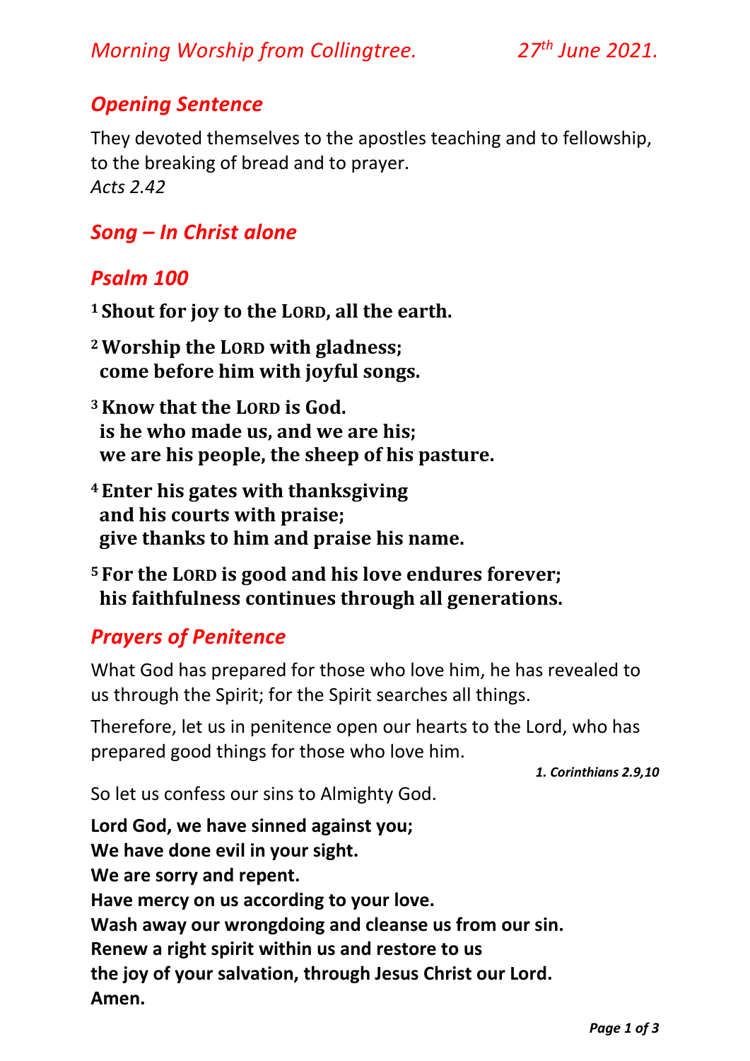*Morning Worship from Collingtree. 27th June 2021.*

## *Opening Sentence*

They devoted themselves to the apostles teaching and to fellowship, to the breaking of bread and to prayer.
*Acts 2.42*

## *Song – In Christ alone*

## *Psalm 100*

**1 Shout for joy to the LORD, all the earth.**

**2 Worship the LORD with gladness;
come before him with joyful songs.**

**3 Know that the LORD is God.
is he who made us, and we are his;
we are his people, the sheep of his pasture.**

**4 Enter his gates with thanksgiving
and his courts with praise;
give thanks to him and praise his name.**

**5 For the LORD is good and his love endures forever;
his faithfulness continues through all generations.**

## *Prayers of Penitence*

What God has prepared for those who love him, he has revealed to us through the Spirit; for the Spirit searches all things.

Therefore, let us in penitence open our hearts to the Lord, who has prepared good things for those who love him.

***1. Corinthians 2.9,10***

So let us confess our sins to Almighty God.

**Lord God, we have sinned against you;
We have done evil in your sight.
We are sorry and repent.
Have mercy on us according to your love.
Wash away our wrongdoing and cleanse us from our sin.
Renew a right spirit within us and restore to us
the joy of your salvation, through Jesus Christ our Lord.
Amen.**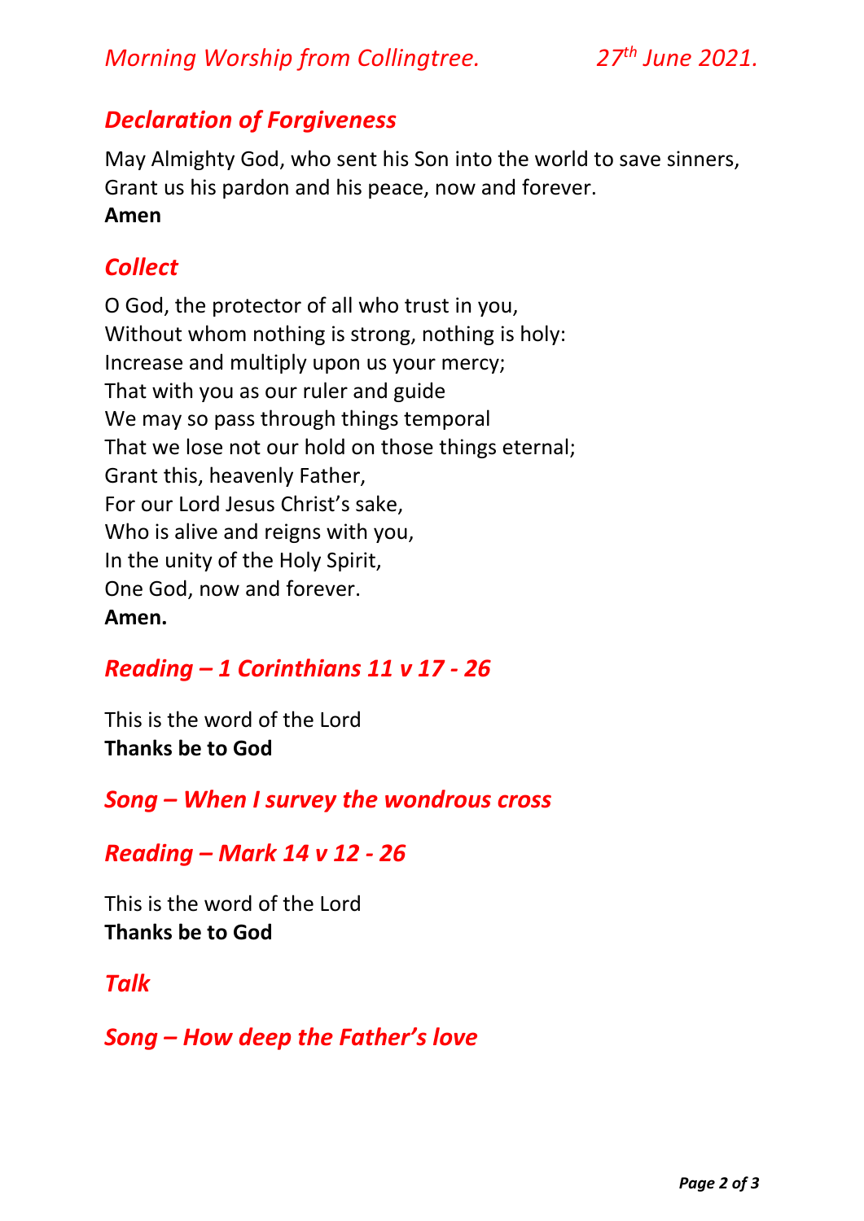## *Declaration of Forgiveness*

May Almighty God, who sent his Son into the world to save sinners,
Grant us his pardon and his peace, now and forever.
**Amen**

## *Collect*

O God, the protector of all who trust in you,
Without whom nothing is strong, nothing is holy:
Increase and multiply upon us your mercy;
That with you as our ruler and guide
We may so pass through things temporal
That we lose not our hold on those things eternal;
Grant this, heavenly Father,
For our Lord Jesus Christ's sake,
Who is alive and reigns with you,
In the unity of the Holy Spirit,
One God, now and forever.
**Amen.**

## *Reading – 1 Corinthians 11 v 17 - 26*

This is the word of the Lord
**Thanks be to God**

## *Song – When I survey the wondrous cross*

## *Reading – Mark 14 v 12 - 26*

This is the word of the Lord
**Thanks be to God**

## *Talk*

## *Song – How deep the Father's love*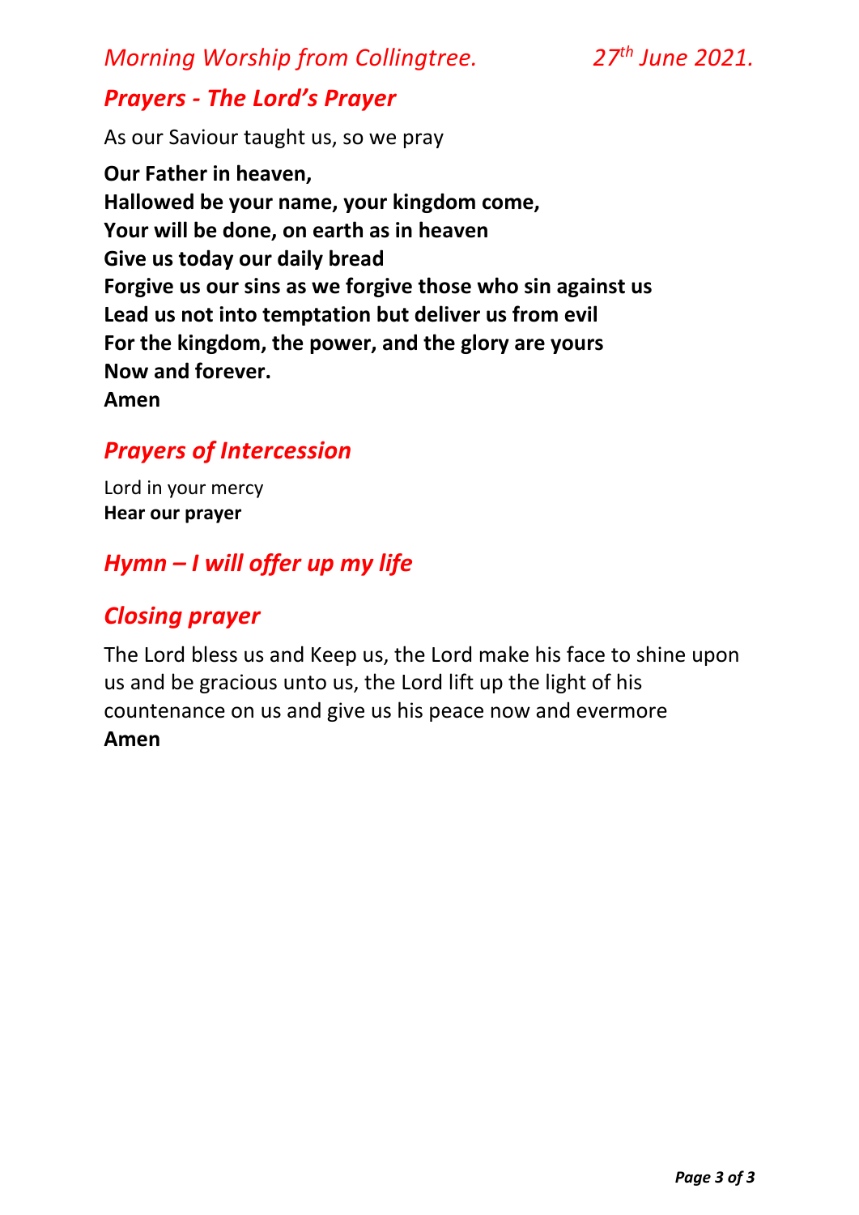## Prayers - The Lord's Prayer

As our Saviour taught us, so we pray

**Our Father in heaven,**
**Hallowed be your name, your kingdom come,**
**Your will be done, on earth as in heaven**
**Give us today our daily bread**
**Forgive us our sins as we forgive those who sin against us**
**Lead us not into temptation but deliver us from evil**
**For the kingdom, the power, and the glory are yours**
**Now and forever.**
**Amen**

## Prayers of Intercession

Lord in your mercy
**Hear our prayer**

## Hymn – I will offer up my life

## Closing prayer

The Lord bless us and Keep us, the Lord make his face to shine upon us and be gracious unto us, the Lord lift up the light of his countenance on us and give us his peace now and evermore
**Amen**